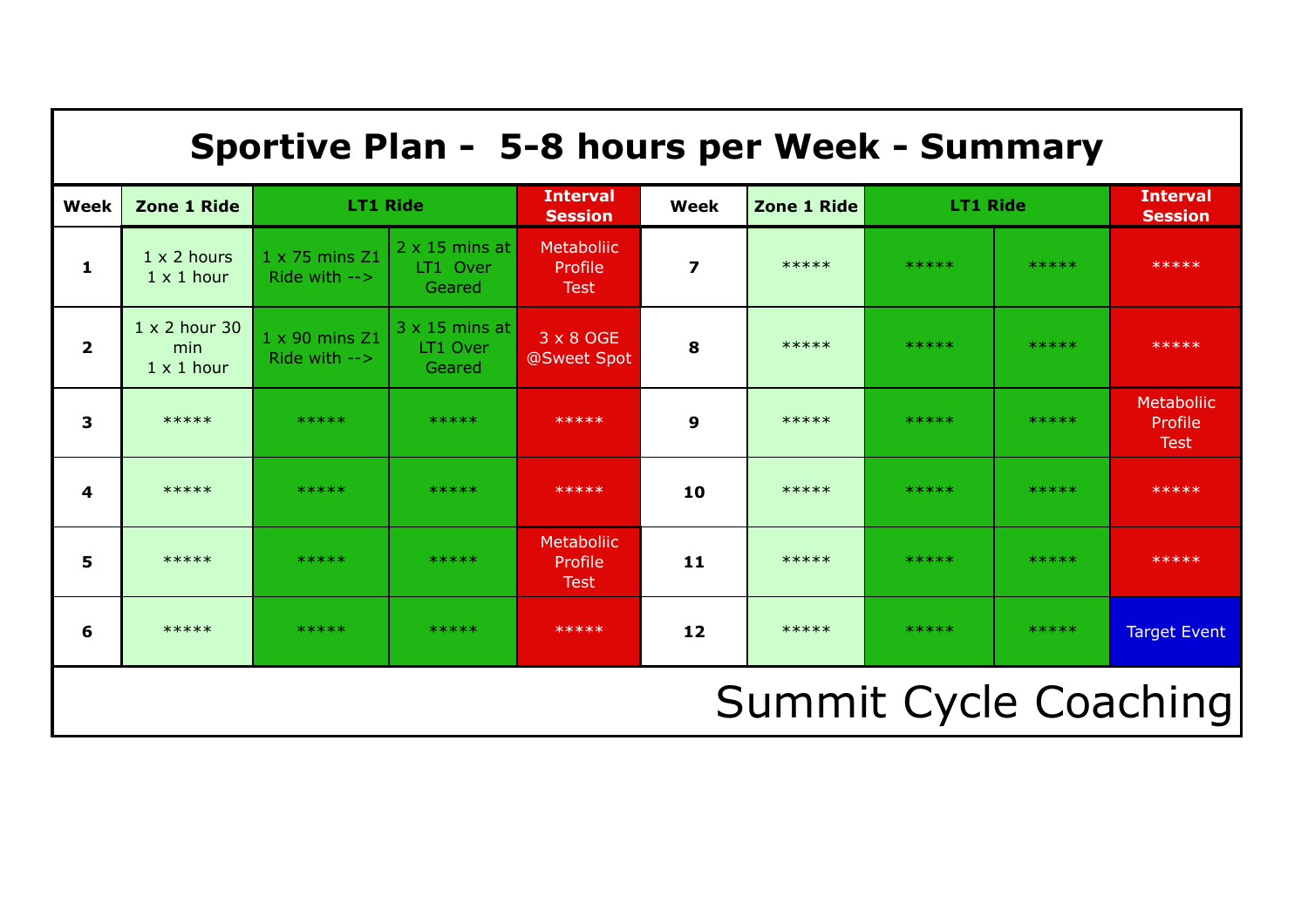# Sportive Plan - 5-8 hours per Week - Summary

| Week | Zone 1 Ride | LT1 Ride | | Interval Session | Week | Zone 1 Ride | LT1 Ride | | Interval Session |
|---|---|---|---|---|---|---|---|---|---|
| 1 | 1 x 2 hours 1 x 1 hour | 1 x 75 mins Z1 Ride with --> | 2 x 15 mins at LT1 Over Geared | Metaboliic Profile Test | 7 | ***** | ***** | ***** | ***** |
| 2 | 1 x 2 hour 30 min 1 x 1 hour | 1 x 90 mins Z1 Ride with --> | 3 x 15 mins at LT1 Over Geared | 3 x 8 OGE @Sweet Spot | 8 | ***** | ***** | ***** | ***** |
| 3 | ***** | ***** | ***** | ***** | 9 | ***** | ***** | ***** | Metaboliic Profile Test |
| 4 | ***** | ***** | ***** | ***** | 10 | ***** | ***** | ***** | ***** |
| 5 | ***** | ***** | ***** | Metaboliic Profile Test | 11 | ***** | ***** | ***** | ***** |
| 6 | ***** | ***** | ***** | ***** | 12 | ***** | ***** | ***** | Target Event |

Summit Cycle Coaching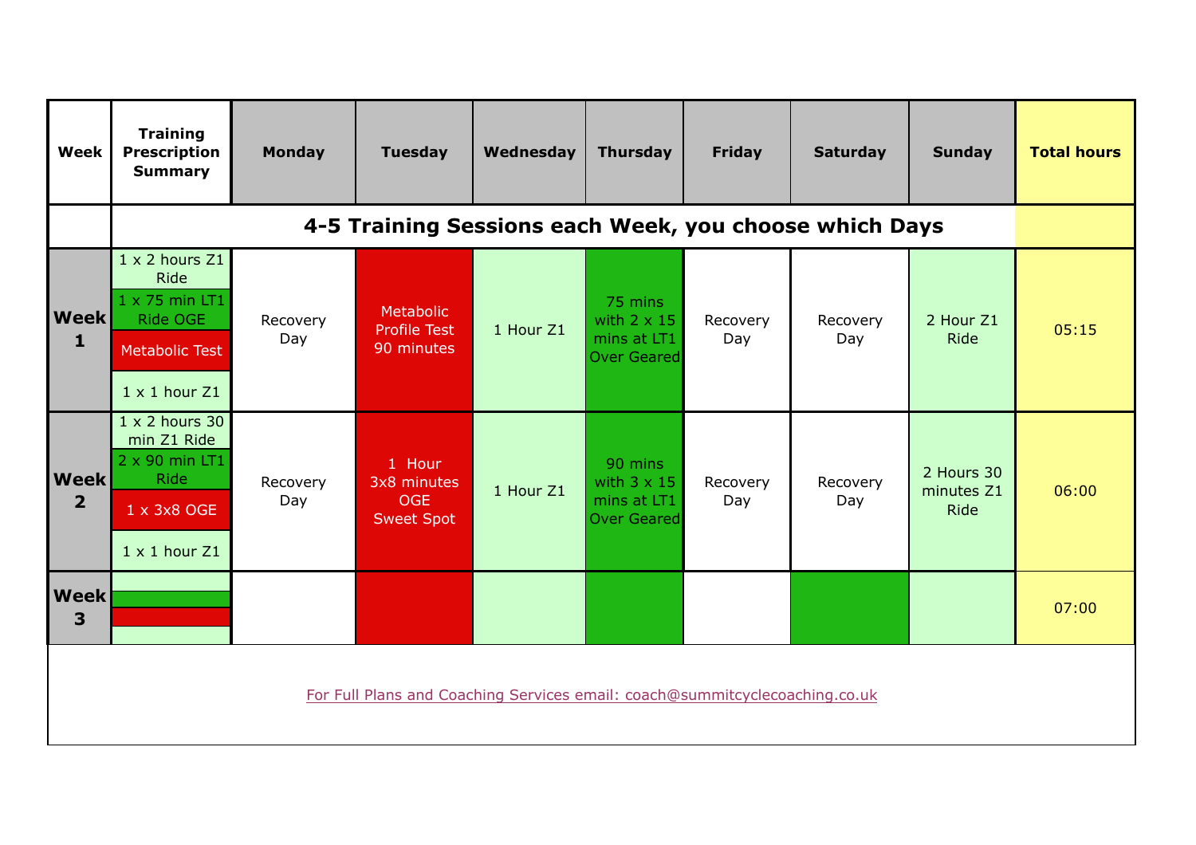| Week | Training Prescription Summary | Monday | Tuesday | Wednesday | Thursday | Friday | Saturday | Sunday | Total hours |
|---|---|---|---|---|---|---|---|---|---|
| | **4-5 Training Sessions each Week, you choose which Days** | | | | | | | | |
| **Week 1** | 1 x 2 hours Z1 Ride<br>1 x 75 min LT1 Ride OGE<br>Metabolic Test<br>1 x 1 hour Z1 | Recovery Day | Metabolic Profile Test 90 minutes | 1 Hour Z1 | 75 mins with 2 x 15 mins at LT1 Over Geared | Recovery Day | Recovery Day | 2 Hour Z1 Ride | 05:15 |
| **Week 2** | 1 x 2 hours 30 min Z1 Ride<br>2 x 90 min LT1 Ride<br>1 x 3x8 OGE<br>1 x 1 hour Z1 | Recovery Day | 1 Hour 3x8 minutes OGE Sweet Spot | 1 Hour Z1 | 90 mins with 3 x 15 mins at LT1 Over Geared | Recovery Day | Recovery Day | 2 Hours 30 minutes Z1 Ride | 06:00 |
| **Week 3** | | | | | | | | | 07:00 |

For Full Plans and Coaching Services email: coach@summitcyclecoaching.co.uk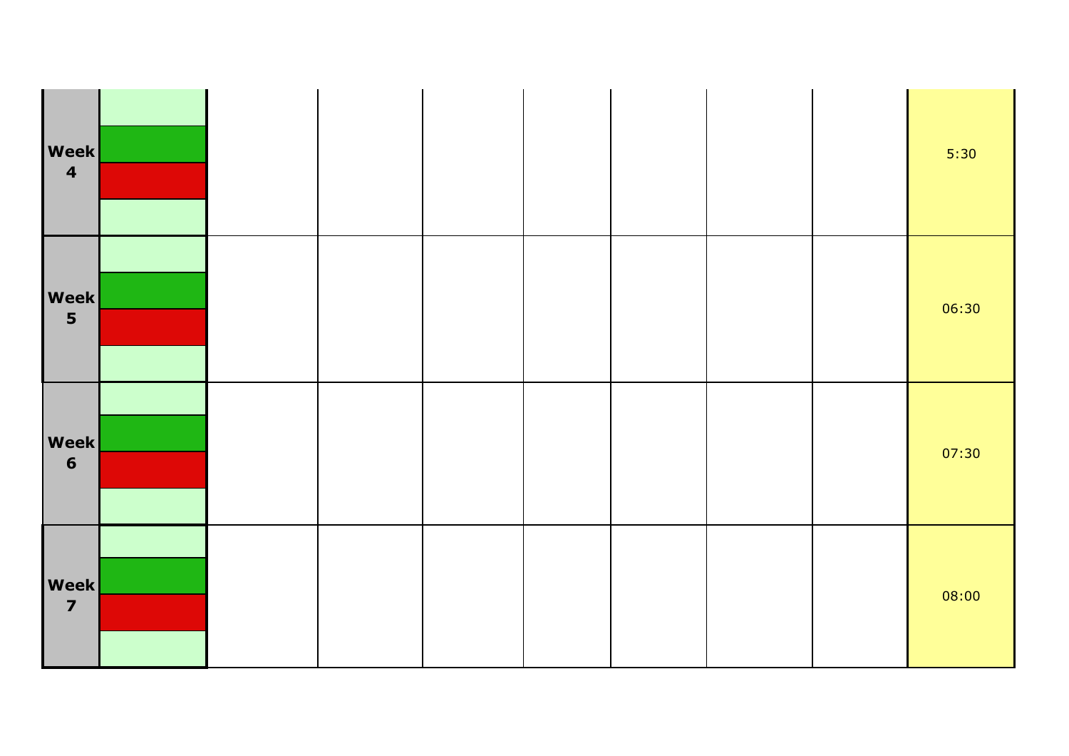| | | | | | | | | |
|---|---|---|---|---|---|---|---|---|
| **Week 4** | | | | | | | | 5:30 |
| **Week 5** | | | | | | | | 06:30 |
| **Week 6** | | | | | | | | 07:30 |
| **Week 7** | | | | | | | | 08:00 |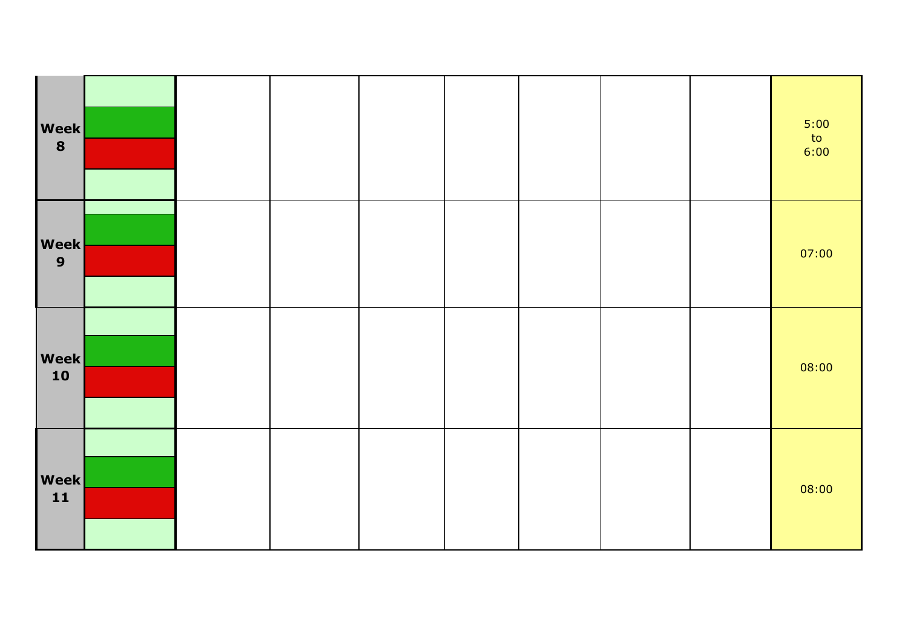| | | | | | | | | | |
|---|---|---|---|---|---|---|---|---|---|
| **Week 8** | | | | | | | | | 5:00 to 6:00 |
| **Week 9** | | | | | | | | | 07:00 |
| **Week 10** | | | | | | | | | 08:00 |
| **Week 11** | | | | | | | | | 08:00 |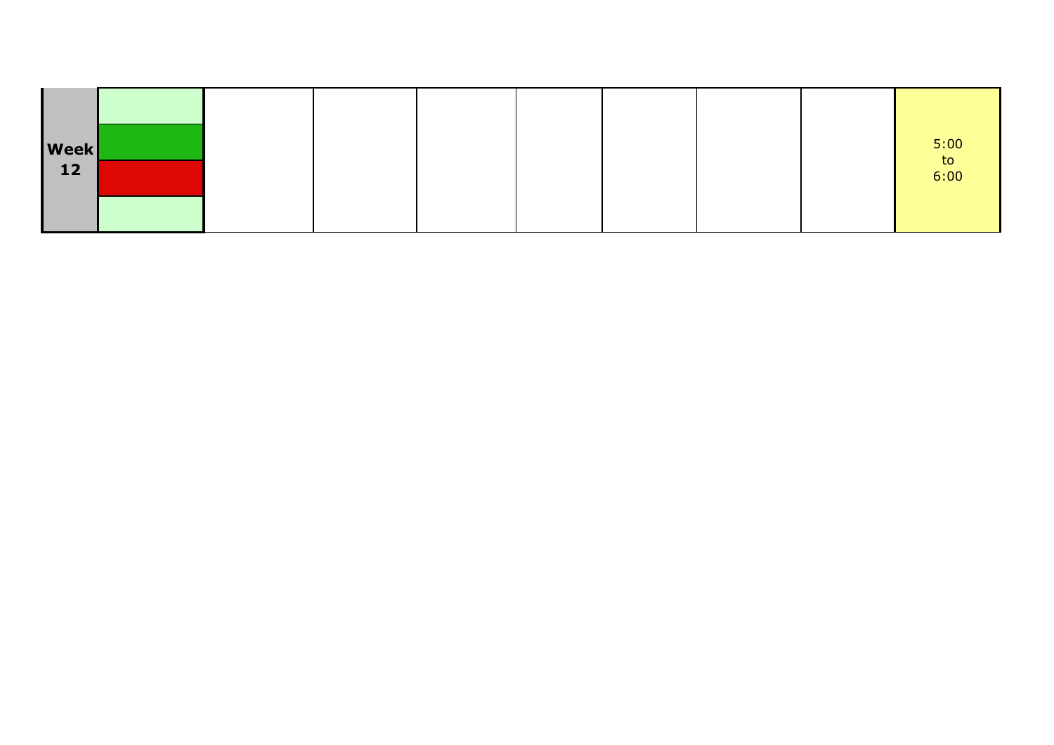| | | | | | | | | | |
|---|---|---|---|---|---|---|---|---|---|
| **Week 12** | | | | | | | | | 5:00 to 6:00 |